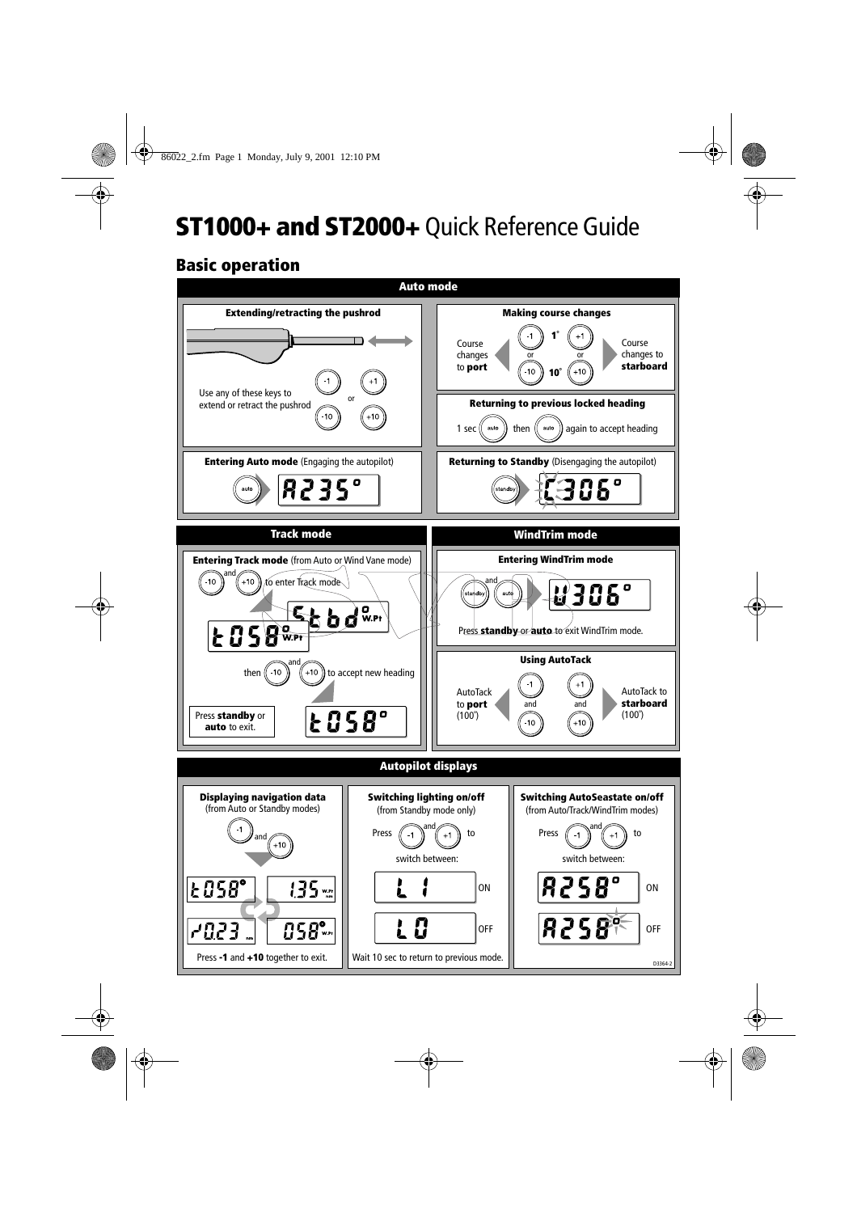# **ST1000+ and ST2000+** Quick Reference Guide

## Basic operation

### Auto mode

**Extending/retracting the pushrod**

Use any of these keys to extend or retract the pushrod

-1 +1 or -10 +10

**Making course changes**

Course changes to **port**

-1 or -10

1° 10°

+1 or +10

Course changes to **starboard**

**Returning to previous locked heading**

1 sec auto then auto again to accept heading

**Entering Auto mode** (Engaging the autopilot)

auto → A235°

**Returning to Standby** (Disengaging the autopilot)

standby → C306°

### Track mode

**Entering Track mode** (from Auto or Wind Vane mode)

-10 and +10 to enter Track mode

Stbd° W.Pt

t058° W.Pt

then -10 and +10 to accept new heading

Press **standby** or **auto** to exit.

t058°

### WindTrim mode

**Entering WindTrim mode**

standby and auto → U306°

Press **standby** or **auto** to exit WindTrim mode.

**Using AutoTack**

AutoTack to **port** (100°)

-1 and -10

+1 and +10

AutoTack to **starboard** (100°)

### Autopilot displays

**Displaying navigation data**
(from Auto or Standby modes)

-1 and +10

t058° 1.35 W.Pt nm

r0.23 nm 058° W.Pt

Press **-1** and **+10** together to exit.

**Switching lighting on/off**
(from Standby mode only)

Press -1 and +1 to switch between:

L 1 ON

L 0 OFF

Wait 10 sec to return to previous mode.

**Switching AutoSeastate on/off**
(from Auto/Track/WindTrim modes)

Press -1 and +1 to switch between:

A258° ON

A258° OFF

D3364-2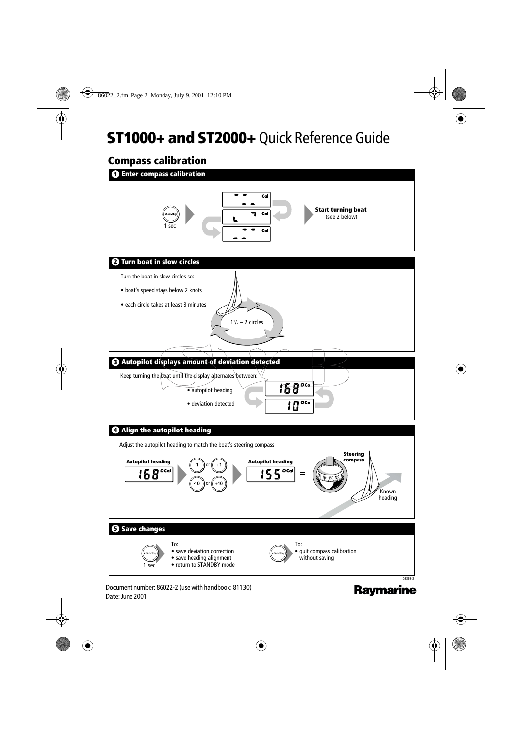# ST1000+ and ST2000+ Quick Reference Guide

## Compass calibration

### 1 Enter compass calibration

standby

1 sec

Cal

Cal

Cal

**Start turning boat**
(see 2 below)

### 2 Turn boat in slow circles

Turn the boat in slow circles so:

- boat's speed stays below 2 knots
- each circle takes at least 3 minutes

1½ – 2 circles

### 3 Autopilot displays amount of deviation detected

Keep turning the boat until the display alternates between:

- autopilot heading
- deviation detected

168 °Cal

10 °Cal

### 4 Align the autopilot heading

Adjust the autopilot heading to match the boat's steering compass

**Autopilot heading**

168 °Cal

-1 or +1

-10 or +10

**Autopilot heading**

155 °Cal

=

**Steering compass**

Known heading

### 5 Save changes

standby

1 sec

To:
- save deviation correction
- save heading alignment
- return to STANDBY mode

standby

To:
- quit compass calibration without saving

D3363-2

Document number: 86022-2 (use with handbook: 81130)
Date: June 2001

Raymarine